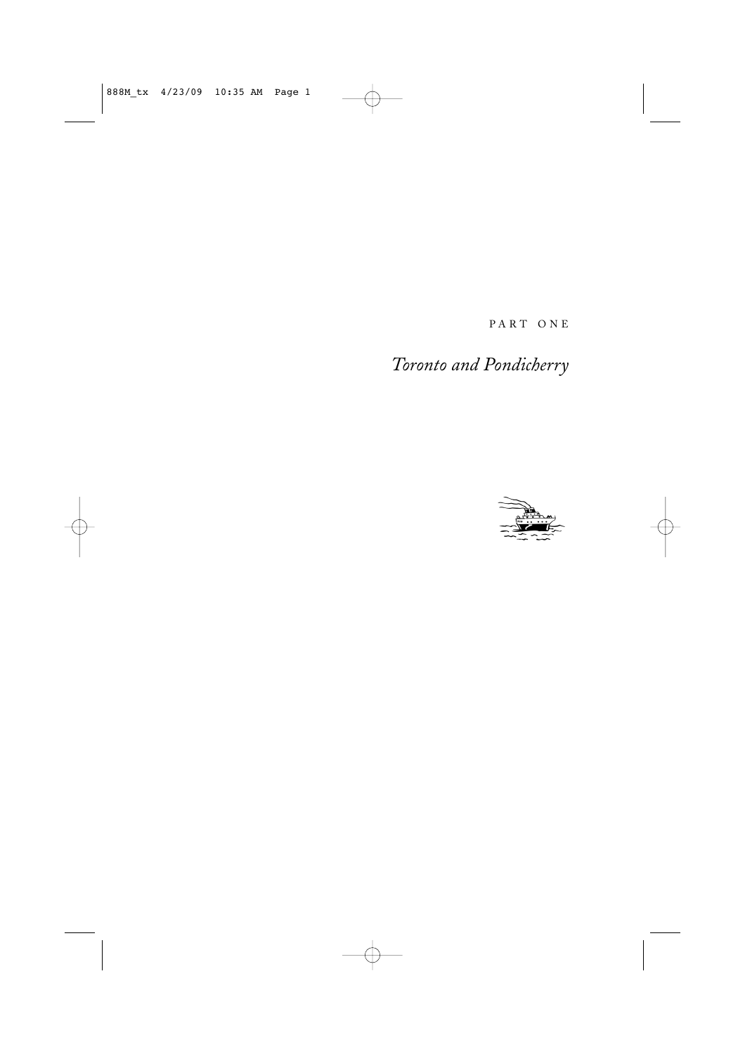PART ONE

# *Toronto and Pondicherry*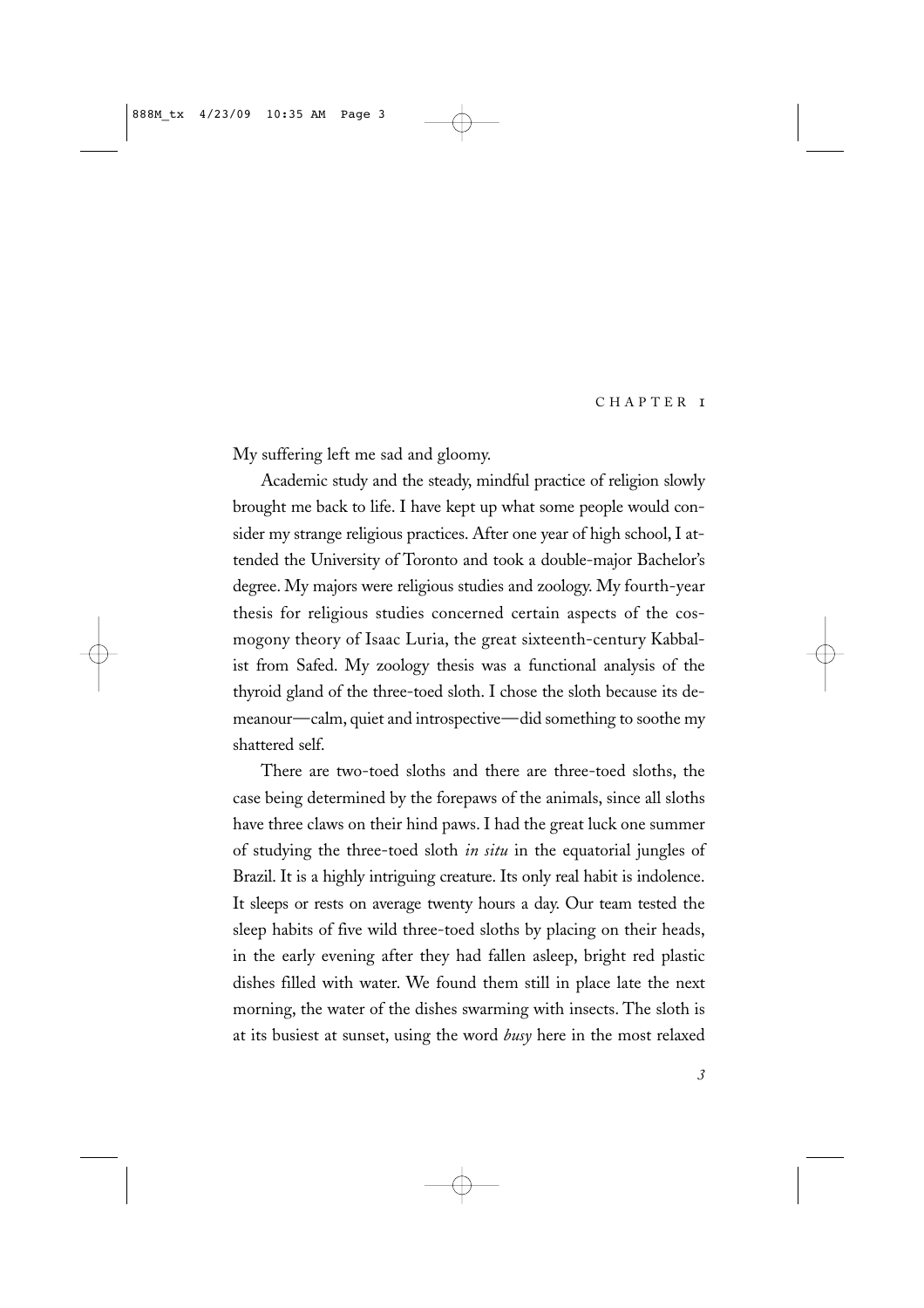# CHAPTER 1

My suffering left me sad and gloomy.

Academic study and the steady, mindful practice of religion slowly brought me back to life. I have kept up what some people would consider my strange religious practices. After one year of high school, I attended the University of Toronto and took a double-major Bachelor's degree. My majors were religious studies and zoology. My fourth-year thesis for religious studies concerned certain aspects of the cosmogony theory of Isaac Luria, the great sixteenth-century Kabbalist from Safed. My zoology thesis was a functional analysis of the thyroid gland of the three-toed sloth. I chose the sloth because its demeanour—calm, quiet and introspective—did something to soothe my shattered self.

There are two-toed sloths and there are three-toed sloths, the case being determined by the forepaws of the animals, since all sloths have three claws on their hind paws. I had the great luck one summer of studying the three-toed sloth *in situ* in the equatorial jungles of Brazil. It is a highly intriguing creature. Its only real habit is indolence. It sleeps or rests on average twenty hours a day. Our team tested the sleep habits of five wild three-toed sloths by placing on their heads, in the early evening after they had fallen asleep, bright red plastic dishes filled with water. We found them still in place late the next morning, the water of the dishes swarming with insects. The sloth is at its busiest at sunset, using the word *busy* here in the most relaxed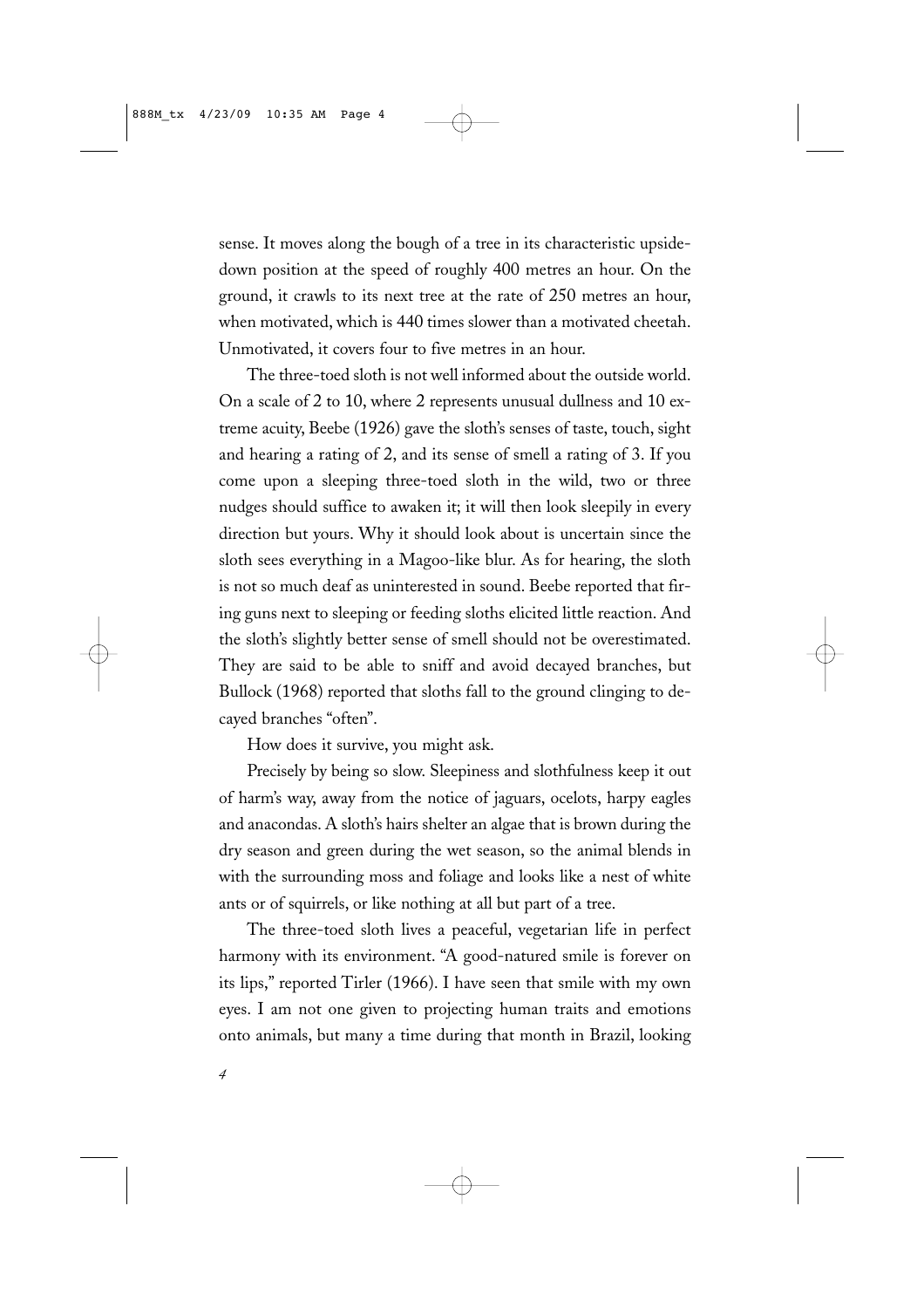sense. It moves along the bough of a tree in its characteristic upside-down position at the speed of roughly 400 metres an hour. On the ground, it crawls to its next tree at the rate of 250 metres an hour, when motivated, which is 440 times slower than a motivated cheetah. Unmotivated, it covers four to five metres in an hour.

The three-toed sloth is not well informed about the outside world. On a scale of 2 to 10, where 2 represents unusual dullness and 10 extreme acuity, Beebe (1926) gave the sloth's senses of taste, touch, sight and hearing a rating of 2, and its sense of smell a rating of 3. If you come upon a sleeping three-toed sloth in the wild, two or three nudges should suffice to awaken it; it will then look sleepily in every direction but yours. Why it should look about is uncertain since the sloth sees everything in a Magoo-like blur. As for hearing, the sloth is not so much deaf as uninterested in sound. Beebe reported that firing guns next to sleeping or feeding sloths elicited little reaction. And the sloth's slightly better sense of smell should not be overestimated. They are said to be able to sniff and avoid decayed branches, but Bullock (1968) reported that sloths fall to the ground clinging to decayed branches "often".

How does it survive, you might ask.

Precisely by being so slow. Sleepiness and slothfulness keep it out of harm's way, away from the notice of jaguars, ocelots, harpy eagles and anacondas. A sloth's hairs shelter an algae that is brown during the dry season and green during the wet season, so the animal blends in with the surrounding moss and foliage and looks like a nest of white ants or of squirrels, or like nothing at all but part of a tree.

The three-toed sloth lives a peaceful, vegetarian life in perfect harmony with its environment. "A good-natured smile is forever on its lips," reported Tirler (1966). I have seen that smile with my own eyes. I am not one given to projecting human traits and emotions onto animals, but many a time during that month in Brazil, looking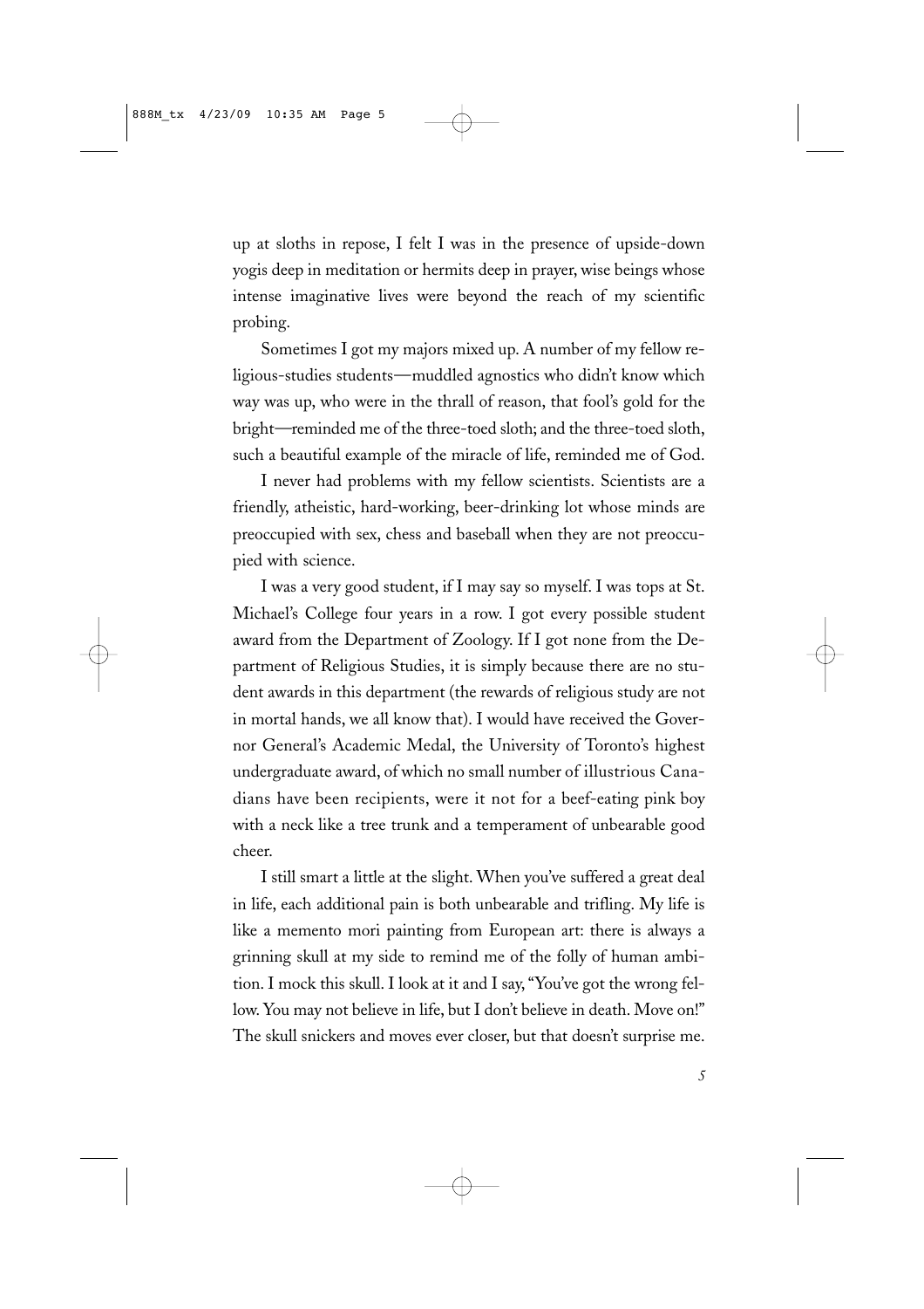up at sloths in repose, I felt I was in the presence of upside-down yogis deep in meditation or hermits deep in prayer, wise beings whose intense imaginative lives were beyond the reach of my scientific probing.

Sometimes I got my majors mixed up. A number of my fellow religious-studies students—muddled agnostics who didn't know which way was up, who were in the thrall of reason, that fool's gold for the bright—reminded me of the three-toed sloth; and the three-toed sloth, such a beautiful example of the miracle of life, reminded me of God.

I never had problems with my fellow scientists. Scientists are a friendly, atheistic, hard-working, beer-drinking lot whose minds are preoccupied with sex, chess and baseball when they are not preoccupied with science.

I was a very good student, if I may say so myself. I was tops at St. Michael's College four years in a row. I got every possible student award from the Department of Zoology. If I got none from the Department of Religious Studies, it is simply because there are no student awards in this department (the rewards of religious study are not in mortal hands, we all know that). I would have received the Governor General's Academic Medal, the University of Toronto's highest undergraduate award, of which no small number of illustrious Canadians have been recipients, were it not for a beef-eating pink boy with a neck like a tree trunk and a temperament of unbearable good cheer.

I still smart a little at the slight. When you've suffered a great deal in life, each additional pain is both unbearable and trifling. My life is like a memento mori painting from European art: there is always a grinning skull at my side to remind me of the folly of human ambition. I mock this skull. I look at it and I say, "You've got the wrong fellow. You may not believe in life, but I don't believe in death. Move on!" The skull snickers and moves ever closer, but that doesn't surprise me.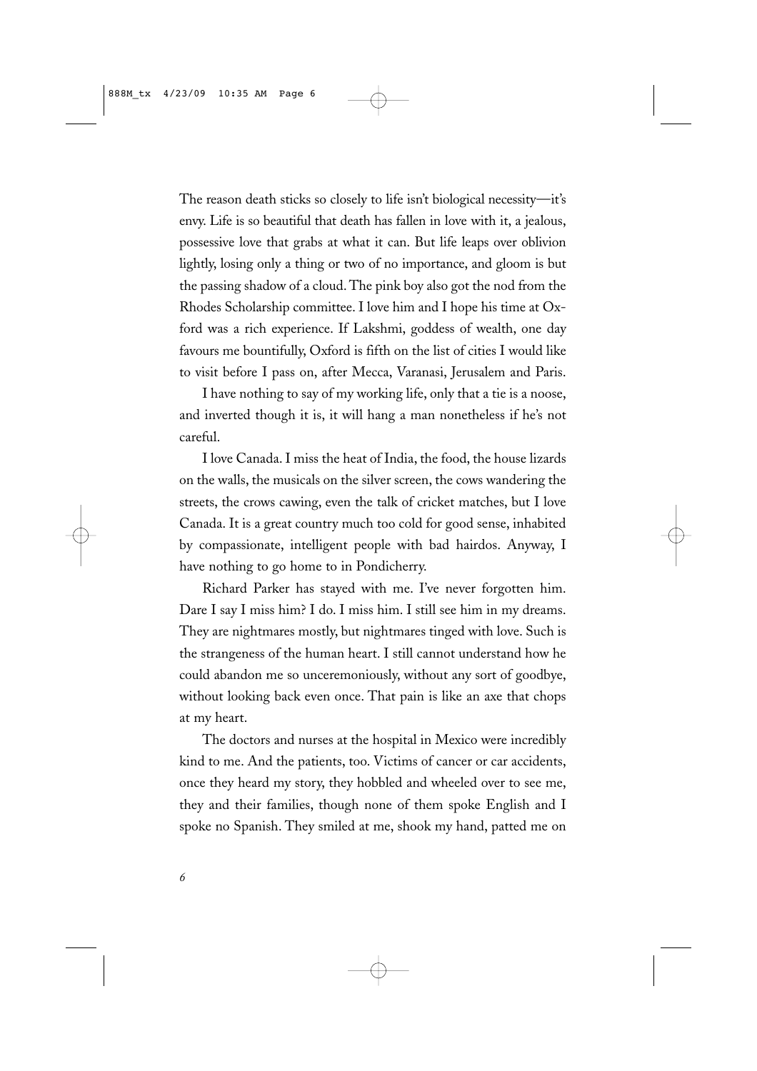The reason death sticks so closely to life isn't biological necessity—it's envy. Life is so beautiful that death has fallen in love with it, a jealous, possessive love that grabs at what it can. But life leaps over oblivion lightly, losing only a thing or two of no importance, and gloom is but the passing shadow of a cloud. The pink boy also got the nod from the Rhodes Scholarship committee. I love him and I hope his time at Oxford was a rich experience. If Lakshmi, goddess of wealth, one day favours me bountifully, Oxford is fifth on the list of cities I would like to visit before I pass on, after Mecca, Varanasi, Jerusalem and Paris.

I have nothing to say of my working life, only that a tie is a noose, and inverted though it is, it will hang a man nonetheless if he's not careful.

I love Canada. I miss the heat of India, the food, the house lizards on the walls, the musicals on the silver screen, the cows wandering the streets, the crows cawing, even the talk of cricket matches, but I love Canada. It is a great country much too cold for good sense, inhabited by compassionate, intelligent people with bad hairdos. Anyway, I have nothing to go home to in Pondicherry.

Richard Parker has stayed with me. I've never forgotten him. Dare I say I miss him? I do. I miss him. I still see him in my dreams. They are nightmares mostly, but nightmares tinged with love. Such is the strangeness of the human heart. I still cannot understand how he could abandon me so unceremoniously, without any sort of goodbye, without looking back even once. That pain is like an axe that chops at my heart.

The doctors and nurses at the hospital in Mexico were incredibly kind to me. And the patients, too. Victims of cancer or car accidents, once they heard my story, they hobbled and wheeled over to see me, they and their families, though none of them spoke English and I spoke no Spanish. They smiled at me, shook my hand, patted me on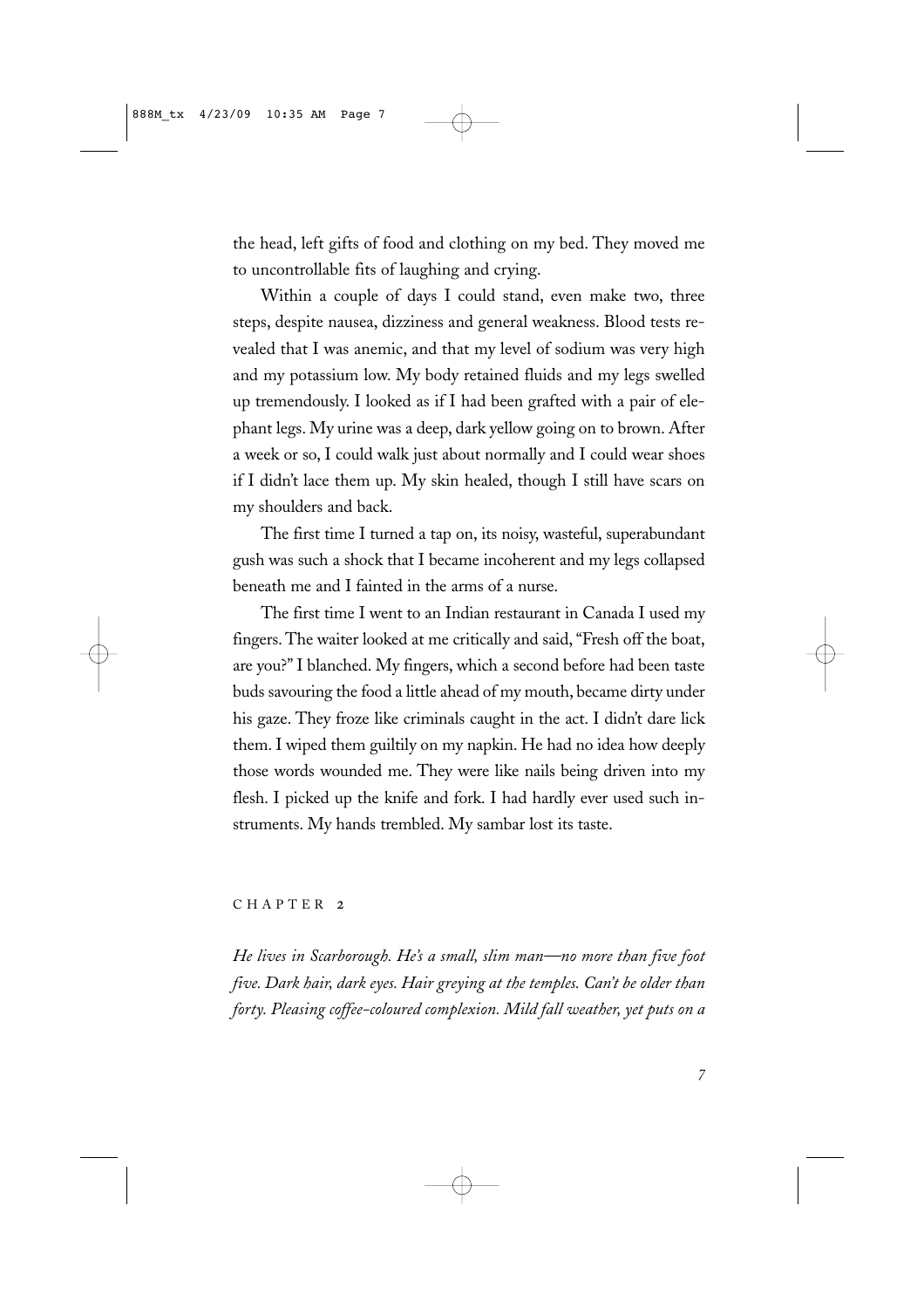the head, left gifts of food and clothing on my bed. They moved me to uncontrollable fits of laughing and crying.

Within a couple of days I could stand, even make two, three steps, despite nausea, dizziness and general weakness. Blood tests revealed that I was anemic, and that my level of sodium was very high and my potassium low. My body retained fluids and my legs swelled up tremendously. I looked as if I had been grafted with a pair of elephant legs. My urine was a deep, dark yellow going on to brown. After a week or so, I could walk just about normally and I could wear shoes if I didn't lace them up. My skin healed, though I still have scars on my shoulders and back.

The first time I turned a tap on, its noisy, wasteful, superabundant gush was such a shock that I became incoherent and my legs collapsed beneath me and I fainted in the arms of a nurse.

The first time I went to an Indian restaurant in Canada I used my fingers. The waiter looked at me critically and said, "Fresh off the boat, are you?" I blanched. My fingers, which a second before had been taste buds savouring the food a little ahead of my mouth, became dirty under his gaze. They froze like criminals caught in the act. I didn't dare lick them. I wiped them guiltily on my napkin. He had no idea how deeply those words wounded me. They were like nails being driven into my flesh. I picked up the knife and fork. I had hardly ever used such instruments. My hands trembled. My sambar lost its taste.

## CHAPTER 2

*He lives in Scarborough. He's a small, slim man—no more than five foot five. Dark hair, dark eyes. Hair greying at the temples. Can't be older than forty. Pleasing coffee-coloured complexion. Mild fall weather, yet puts on a*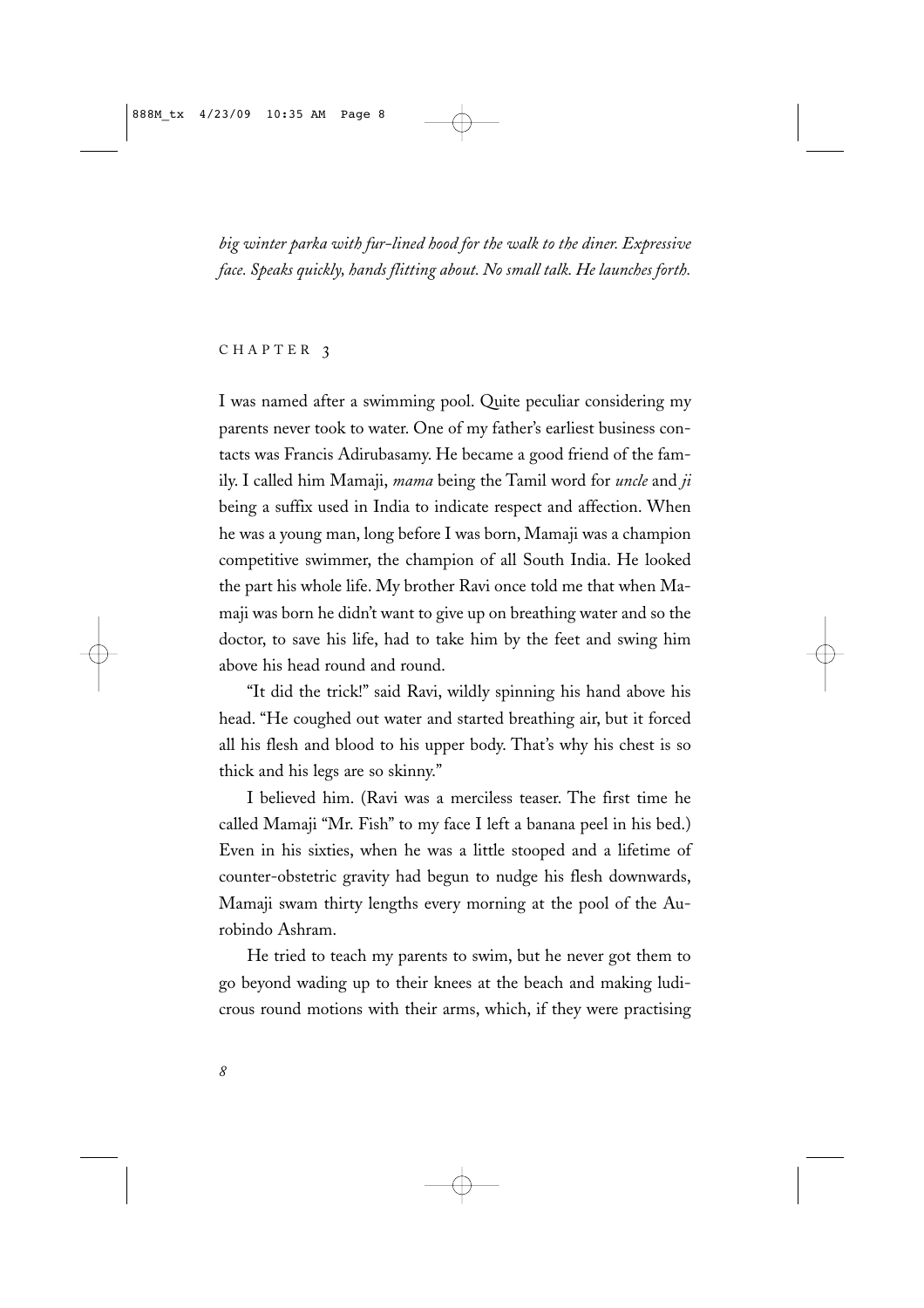*big winter parka with fur-lined hood for the walk to the diner. Expressive face. Speaks quickly, hands flitting about. No small talk. He launches forth.*

## CHAPTER 3

I was named after a swimming pool. Quite peculiar considering my parents never took to water. One of my father's earliest business contacts was Francis Adirubasamy. He became a good friend of the family. I called him Mamaji, *mama* being the Tamil word for *uncle* and *ji* being a suffix used in India to indicate respect and affection. When he was a young man, long before I was born, Mamaji was a champion competitive swimmer, the champion of all South India. He looked the part his whole life. My brother Ravi once told me that when Mamaji was born he didn't want to give up on breathing water and so the doctor, to save his life, had to take him by the feet and swing him above his head round and round.

"It did the trick!" said Ravi, wildly spinning his hand above his head. "He coughed out water and started breathing air, but it forced all his flesh and blood to his upper body. That's why his chest is so thick and his legs are so skinny."

I believed him. (Ravi was a merciless teaser. The first time he called Mamaji "Mr. Fish" to my face I left a banana peel in his bed.) Even in his sixties, when he was a little stooped and a lifetime of counter-obstetric gravity had begun to nudge his flesh downwards, Mamaji swam thirty lengths every morning at the pool of the Aurobindo Ashram.

He tried to teach my parents to swim, but he never got them to go beyond wading up to their knees at the beach and making ludicrous round motions with their arms, which, if they were practising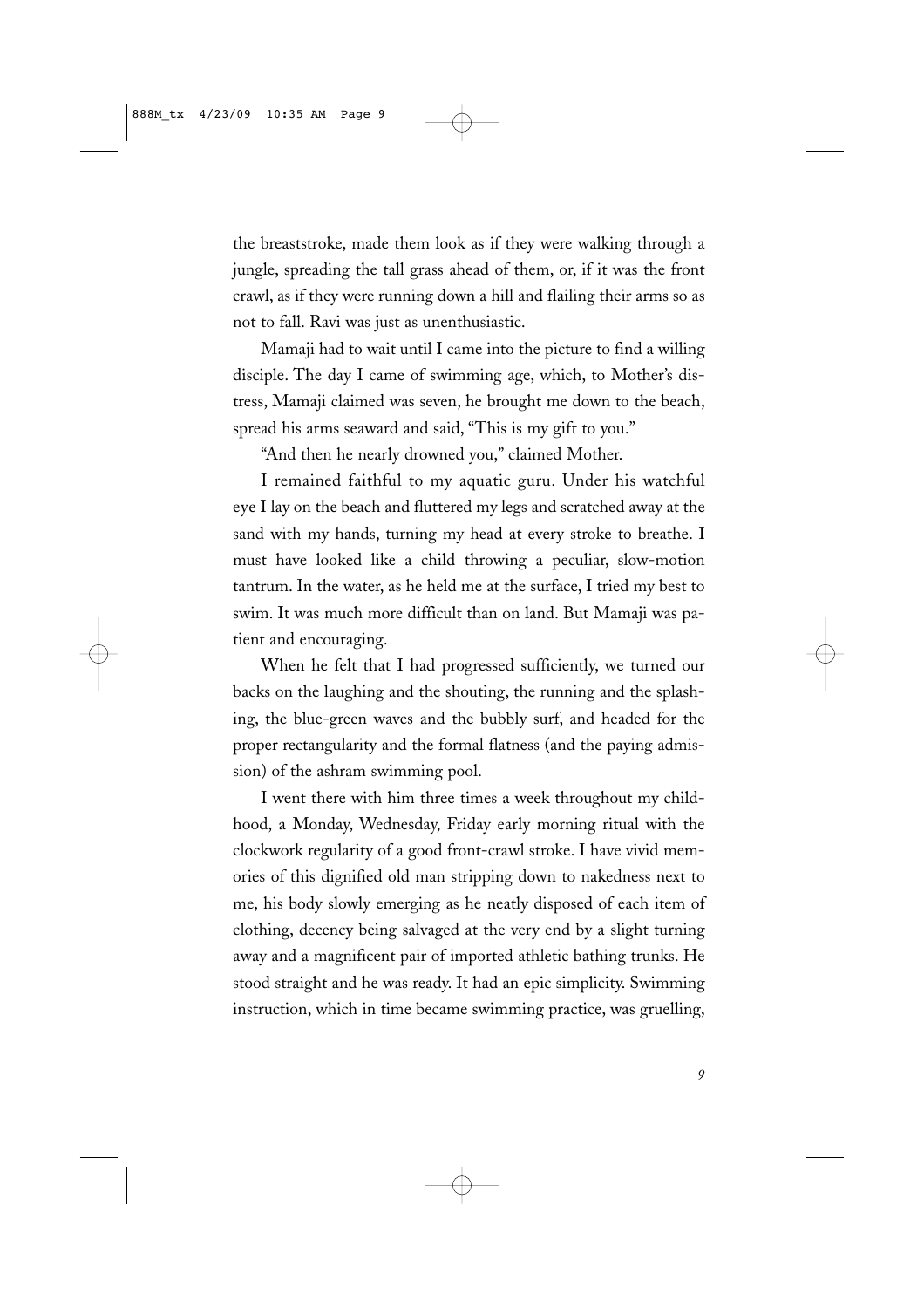the breaststroke, made them look as if they were walking through a jungle, spreading the tall grass ahead of them, or, if it was the front crawl, as if they were running down a hill and flailing their arms so as not to fall. Ravi was just as unenthusiastic.

Mamaji had to wait until I came into the picture to find a willing disciple. The day I came of swimming age, which, to Mother's distress, Mamaji claimed was seven, he brought me down to the beach, spread his arms seaward and said, "This is my gift to you."

"And then he nearly drowned you," claimed Mother.

I remained faithful to my aquatic guru. Under his watchful eye I lay on the beach and fluttered my legs and scratched away at the sand with my hands, turning my head at every stroke to breathe. I must have looked like a child throwing a peculiar, slow-motion tantrum. In the water, as he held me at the surface, I tried my best to swim. It was much more difficult than on land. But Mamaji was patient and encouraging.

When he felt that I had progressed sufficiently, we turned our backs on the laughing and the shouting, the running and the splashing, the blue-green waves and the bubbly surf, and headed for the proper rectangularity and the formal flatness (and the paying admission) of the ashram swimming pool.

I went there with him three times a week throughout my childhood, a Monday, Wednesday, Friday early morning ritual with the clockwork regularity of a good front-crawl stroke. I have vivid memories of this dignified old man stripping down to nakedness next to me, his body slowly emerging as he neatly disposed of each item of clothing, decency being salvaged at the very end by a slight turning away and a magnificent pair of imported athletic bathing trunks. He stood straight and he was ready. It had an epic simplicity. Swimming instruction, which in time became swimming practice, was gruelling,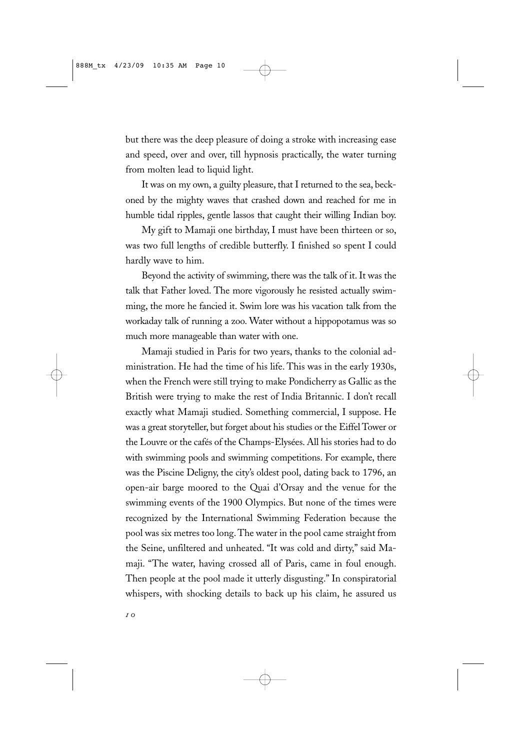but there was the deep pleasure of doing a stroke with increasing ease and speed, over and over, till hypnosis practically, the water turning from molten lead to liquid light.

It was on my own, a guilty pleasure, that I returned to the sea, beckoned by the mighty waves that crashed down and reached for me in humble tidal ripples, gentle lassos that caught their willing Indian boy.

My gift to Mamaji one birthday, I must have been thirteen or so, was two full lengths of credible butterfly. I finished so spent I could hardly wave to him.

Beyond the activity of swimming, there was the talk of it. It was the talk that Father loved. The more vigorously he resisted actually swimming, the more he fancied it. Swim lore was his vacation talk from the workaday talk of running a zoo. Water without a hippopotamus was so much more manageable than water with one.

Mamaji studied in Paris for two years, thanks to the colonial administration. He had the time of his life. This was in the early 1930s, when the French were still trying to make Pondicherry as Gallic as the British were trying to make the rest of India Britannic. I don't recall exactly what Mamaji studied. Something commercial, I suppose. He was a great storyteller, but forget about his studies or the Eiffel Tower or the Louvre or the cafés of the Champs-Elysées. All his stories had to do with swimming pools and swimming competitions. For example, there was the Piscine Deligny, the city's oldest pool, dating back to 1796, an open-air barge moored to the Quai d'Orsay and the venue for the swimming events of the 1900 Olympics. But none of the times were recognized by the International Swimming Federation because the pool was six metres too long. The water in the pool came straight from the Seine, unfiltered and unheated. "It was cold and dirty," said Mamaji. "The water, having crossed all of Paris, came in foul enough. Then people at the pool made it utterly disgusting." In conspiratorial whispers, with shocking details to back up his claim, he assured us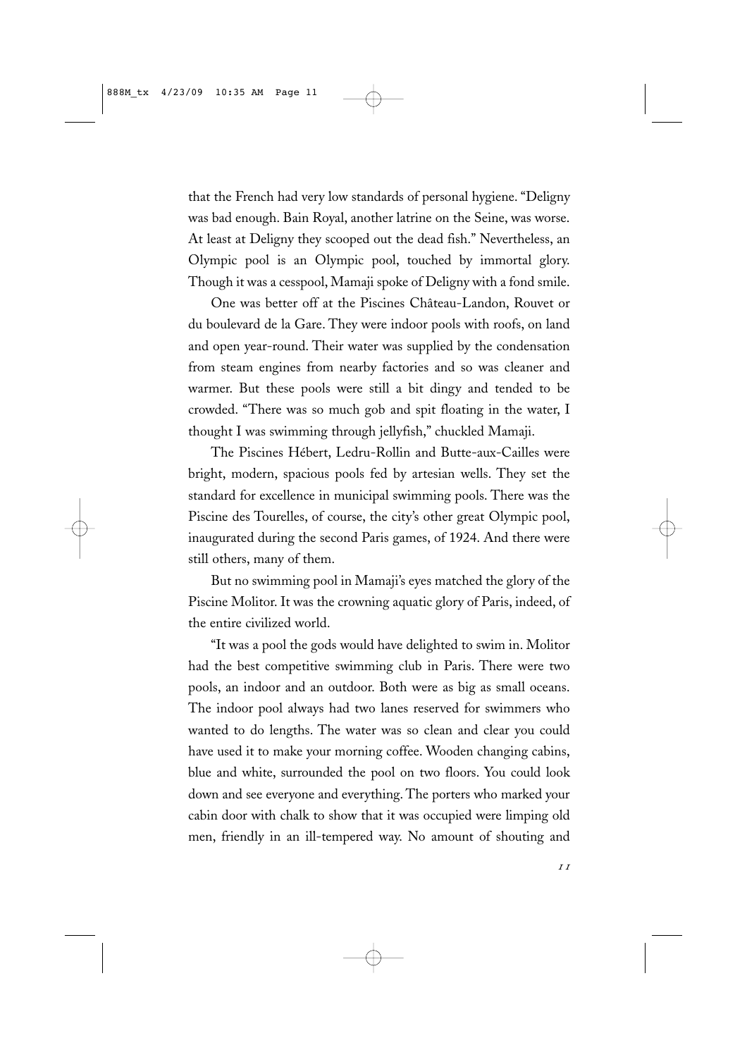that the French had very low standards of personal hygiene. "Deligny was bad enough. Bain Royal, another latrine on the Seine, was worse. At least at Deligny they scooped out the dead fish." Nevertheless, an Olympic pool is an Olympic pool, touched by immortal glory. Though it was a cesspool, Mamaji spoke of Deligny with a fond smile.

One was better off at the Piscines Château-Landon, Rouvet or du boulevard de la Gare. They were indoor pools with roofs, on land and open year-round. Their water was supplied by the condensation from steam engines from nearby factories and so was cleaner and warmer. But these pools were still a bit dingy and tended to be crowded. "There was so much gob and spit floating in the water, I thought I was swimming through jellyfish," chuckled Mamaji.

The Piscines Hébert, Ledru-Rollin and Butte-aux-Cailles were bright, modern, spacious pools fed by artesian wells. They set the standard for excellence in municipal swimming pools. There was the Piscine des Tourelles, of course, the city's other great Olympic pool, inaugurated during the second Paris games, of 1924. And there were still others, many of them.

But no swimming pool in Mamaji's eyes matched the glory of the Piscine Molitor. It was the crowning aquatic glory of Paris, indeed, of the entire civilized world.

"It was a pool the gods would have delighted to swim in. Molitor had the best competitive swimming club in Paris. There were two pools, an indoor and an outdoor. Both were as big as small oceans. The indoor pool always had two lanes reserved for swimmers who wanted to do lengths. The water was so clean and clear you could have used it to make your morning coffee. Wooden changing cabins, blue and white, surrounded the pool on two floors. You could look down and see everyone and everything. The porters who marked your cabin door with chalk to show that it was occupied were limping old men, friendly in an ill-tempered way. No amount of shouting and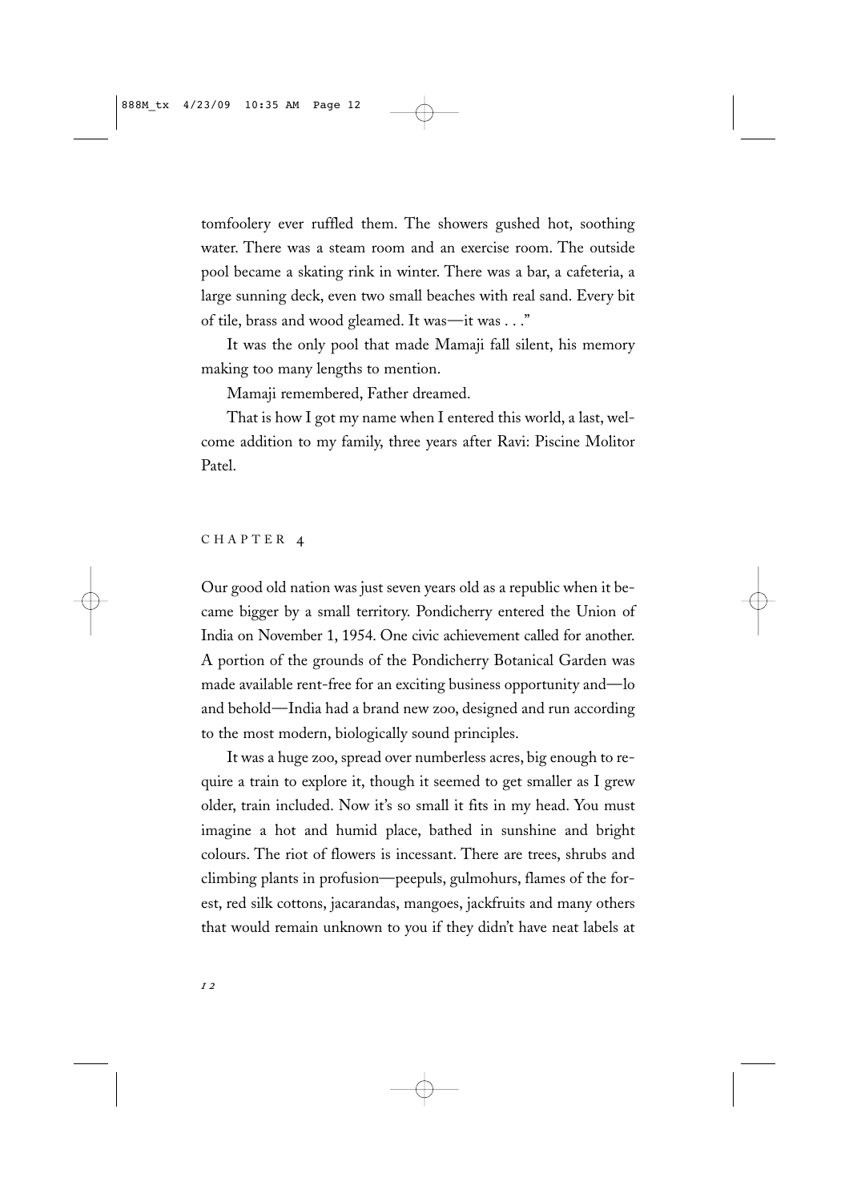tomfoolery ever ruffled them. The showers gushed hot, soothing water. There was a steam room and an exercise room. The outside pool became a skating rink in winter. There was a bar, a cafeteria, a large sunning deck, even two small beaches with real sand. Every bit of tile, brass and wood gleamed. It was—it was . . ."

It was the only pool that made Mamaji fall silent, his memory making too many lengths to mention.

Mamaji remembered, Father dreamed.

That is how I got my name when I entered this world, a last, welcome addition to my family, three years after Ravi: Piscine Molitor Patel.

## CHAPTER 4

Our good old nation was just seven years old as a republic when it became bigger by a small territory. Pondicherry entered the Union of India on November 1, 1954. One civic achievement called for another. A portion of the grounds of the Pondicherry Botanical Garden was made available rent-free for an exciting business opportunity and—lo and behold—India had a brand new zoo, designed and run according to the most modern, biologically sound principles.

It was a huge zoo, spread over numberless acres, big enough to require a train to explore it, though it seemed to get smaller as I grew older, train included. Now it's so small it fits in my head. You must imagine a hot and humid place, bathed in sunshine and bright colours. The riot of flowers is incessant. There are trees, shrubs and climbing plants in profusion—peepuls, gulmohurs, flames of the forest, red silk cottons, jacarandas, mangoes, jackfruits and many others that would remain unknown to you if they didn't have neat labels at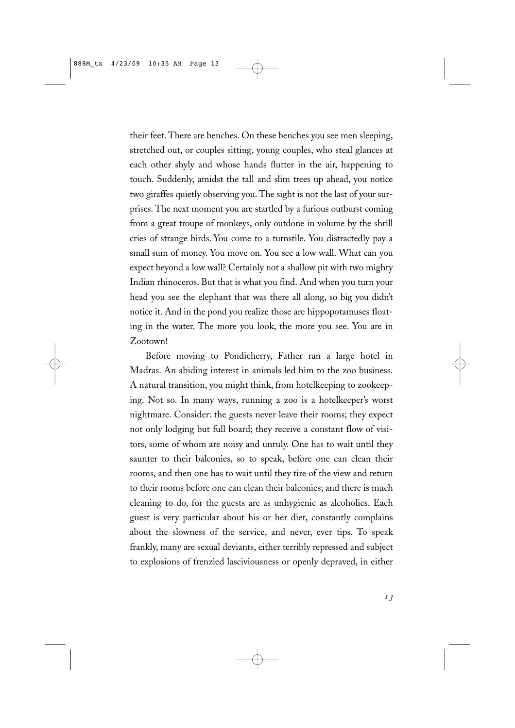their feet. There are benches. On these benches you see men sleeping, stretched out, or couples sitting, young couples, who steal glances at each other shyly and whose hands flutter in the air, happening to touch. Suddenly, amidst the tall and slim trees up ahead, you notice two giraffes quietly observing you. The sight is not the last of your surprises. The next moment you are startled by a furious outburst coming from a great troupe of monkeys, only outdone in volume by the shrill cries of strange birds. You come to a turnstile. You distractedly pay a small sum of money. You move on. You see a low wall. What can you expect beyond a low wall? Certainly not a shallow pit with two mighty Indian rhinoceros. But that is what you find. And when you turn your head you see the elephant that was there all along, so big you didn't notice it. And in the pond you realize those are hippopotamuses floating in the water. The more you look, the more you see. You are in Zootown!

Before moving to Pondicherry, Father ran a large hotel in Madras. An abiding interest in animals led him to the zoo business. A natural transition, you might think, from hotelkeeping to zookeeping. Not so. In many ways, running a zoo is a hotelkeeper's worst nightmare. Consider: the guests never leave their rooms; they expect not only lodging but full board; they receive a constant flow of visitors, some of whom are noisy and unruly. One has to wait until they saunter to their balconies, so to speak, before one can clean their rooms, and then one has to wait until they tire of the view and return to their rooms before one can clean their balconies; and there is much cleaning to do, for the guests are as unhygienic as alcoholics. Each guest is very particular about his or her diet, constantly complains about the slowness of the service, and never, ever tips. To speak frankly, many are sexual deviants, either terribly repressed and subject to explosions of frenzied lasciviousness or openly depraved, in either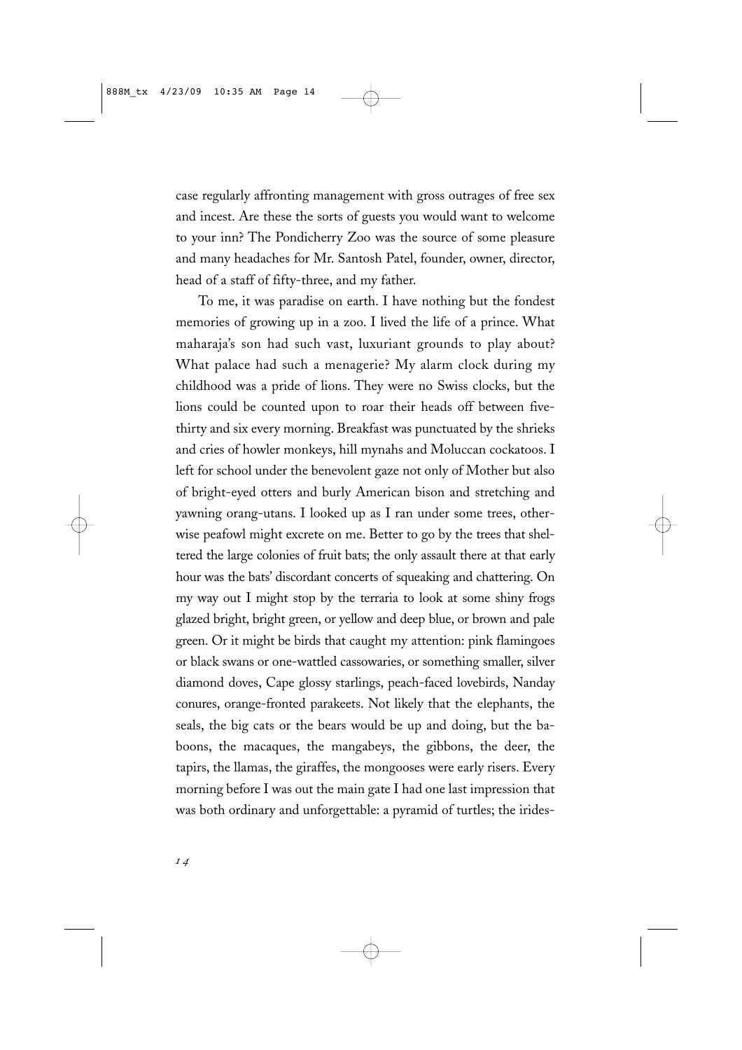case regularly affronting management with gross outrages of free sex and incest. Are these the sorts of guests you would want to welcome to your inn? The Pondicherry Zoo was the source of some pleasure and many headaches for Mr. Santosh Patel, founder, owner, director, head of a staff of fifty-three, and my father.

To me, it was paradise on earth. I have nothing but the fondest memories of growing up in a zoo. I lived the life of a prince. What maharaja's son had such vast, luxuriant grounds to play about? What palace had such a menagerie? My alarm clock during my childhood was a pride of lions. They were no Swiss clocks, but the lions could be counted upon to roar their heads off between five-thirty and six every morning. Breakfast was punctuated by the shrieks and cries of howler monkeys, hill mynahs and Moluccan cockatoos. I left for school under the benevolent gaze not only of Mother but also of bright-eyed otters and burly American bison and stretching and yawning orang-utans. I looked up as I ran under some trees, otherwise peafowl might excrete on me. Better to go by the trees that sheltered the large colonies of fruit bats; the only assault there at that early hour was the bats' discordant concerts of squeaking and chattering. On my way out I might stop by the terraria to look at some shiny frogs glazed bright, bright green, or yellow and deep blue, or brown and pale green. Or it might be birds that caught my attention: pink flamingoes or black swans or one-wattled cassowaries, or something smaller, silver diamond doves, Cape glossy starlings, peach-faced lovebirds, Nanday conures, orange-fronted parakeets. Not likely that the elephants, the seals, the big cats or the bears would be up and doing, but the baboons, the macaques, the mangabeys, the gibbons, the deer, the tapirs, the llamas, the giraffes, the mongooses were early risers. Every morning before I was out the main gate I had one last impression that was both ordinary and unforgettable: a pyramid of turtles; the irides-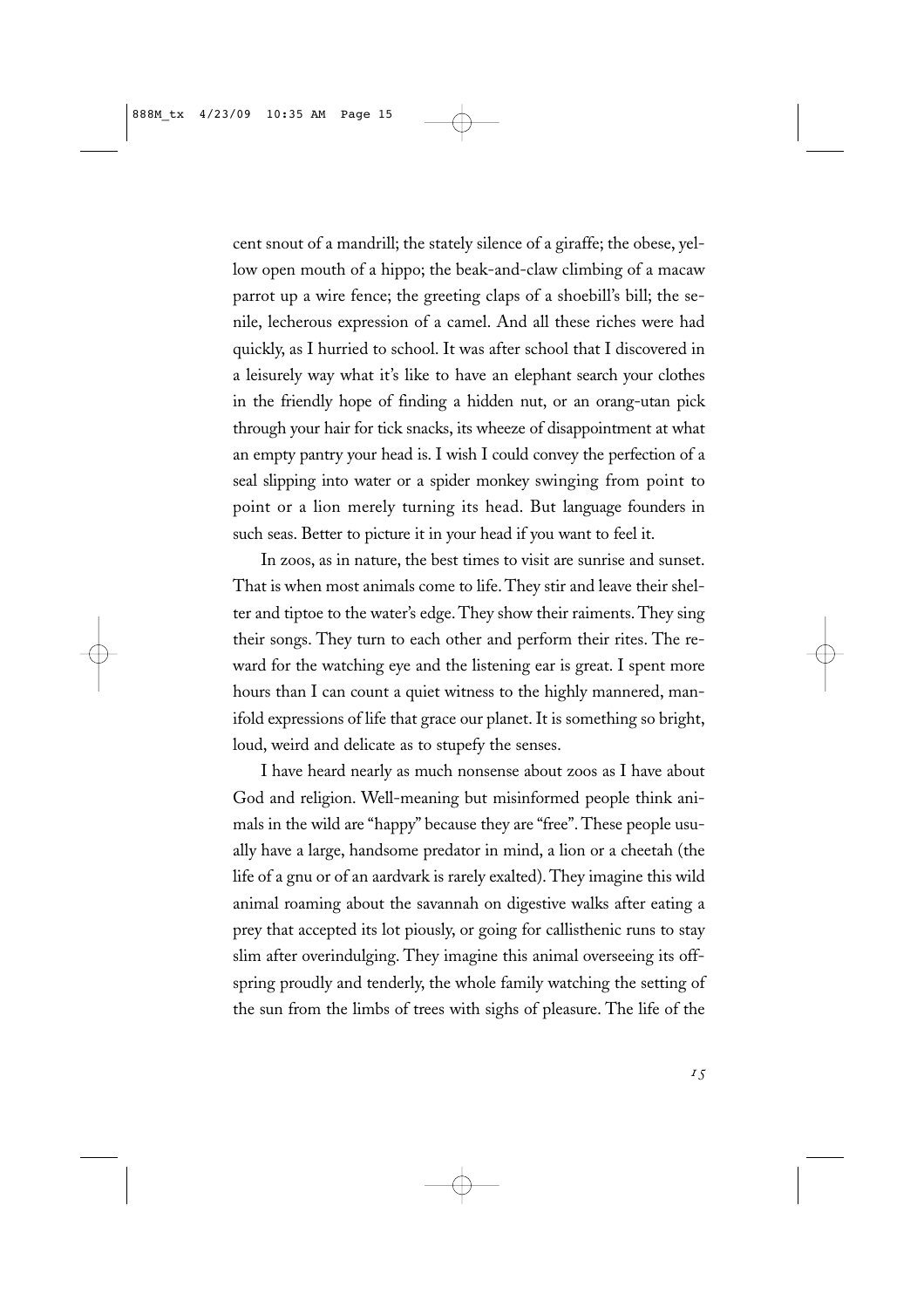cent snout of a mandrill; the stately silence of a giraffe; the obese, yellow open mouth of a hippo; the beak-and-claw climbing of a macaw parrot up a wire fence; the greeting claps of a shoebill's bill; the senile, lecherous expression of a camel. And all these riches were had quickly, as I hurried to school. It was after school that I discovered in a leisurely way what it's like to have an elephant search your clothes in the friendly hope of finding a hidden nut, or an orang-utan pick through your hair for tick snacks, its wheeze of disappointment at what an empty pantry your head is. I wish I could convey the perfection of a seal slipping into water or a spider monkey swinging from point to point or a lion merely turning its head. But language founders in such seas. Better to picture it in your head if you want to feel it.

In zoos, as in nature, the best times to visit are sunrise and sunset. That is when most animals come to life. They stir and leave their shelter and tiptoe to the water's edge. They show their raiments. They sing their songs. They turn to each other and perform their rites. The reward for the watching eye and the listening ear is great. I spent more hours than I can count a quiet witness to the highly mannered, manifold expressions of life that grace our planet. It is something so bright, loud, weird and delicate as to stupefy the senses.

I have heard nearly as much nonsense about zoos as I have about God and religion. Well-meaning but misinformed people think animals in the wild are "happy" because they are "free". These people usually have a large, handsome predator in mind, a lion or a cheetah (the life of a gnu or of an aardvark is rarely exalted). They imagine this wild animal roaming about the savannah on digestive walks after eating a prey that accepted its lot piously, or going for callisthenic runs to stay slim after overindulging. They imagine this animal overseeing its offspring proudly and tenderly, the whole family watching the setting of the sun from the limbs of trees with sighs of pleasure. The life of the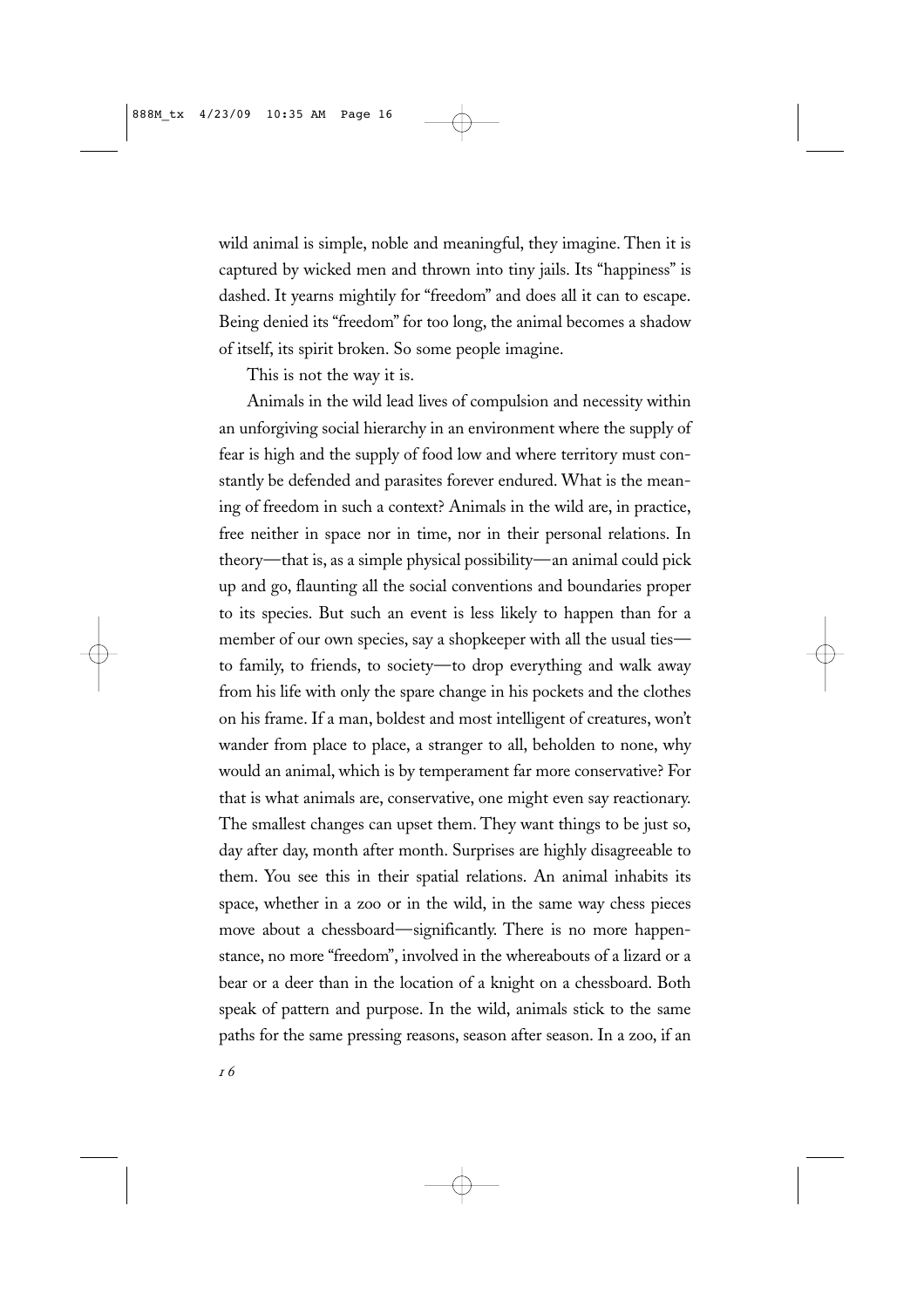wild animal is simple, noble and meaningful, they imagine. Then it is captured by wicked men and thrown into tiny jails. Its "happiness" is dashed. It yearns mightily for "freedom" and does all it can to escape. Being denied its "freedom" for too long, the animal becomes a shadow of itself, its spirit broken. So some people imagine.

This is not the way it is.

Animals in the wild lead lives of compulsion and necessity within an unforgiving social hierarchy in an environment where the supply of fear is high and the supply of food low and where territory must constantly be defended and parasites forever endured. What is the meaning of freedom in such a context? Animals in the wild are, in practice, free neither in space nor in time, nor in their personal relations. In theory—that is, as a simple physical possibility—an animal could pick up and go, flaunting all the social conventions and boundaries proper to its species. But such an event is less likely to happen than for a member of our own species, say a shopkeeper with all the usual ties—to family, to friends, to society—to drop everything and walk away from his life with only the spare change in his pockets and the clothes on his frame. If a man, boldest and most intelligent of creatures, won't wander from place to place, a stranger to all, beholden to none, why would an animal, which is by temperament far more conservative? For that is what animals are, conservative, one might even say reactionary. The smallest changes can upset them. They want things to be just so, day after day, month after month. Surprises are highly disagreeable to them. You see this in their spatial relations. An animal inhabits its space, whether in a zoo or in the wild, in the same way chess pieces move about a chessboard—significantly. There is no more happenstance, no more "freedom", involved in the whereabouts of a lizard or a bear or a deer than in the location of a knight on a chessboard. Both speak of pattern and purpose. In the wild, animals stick to the same paths for the same pressing reasons, season after season. In a zoo, if an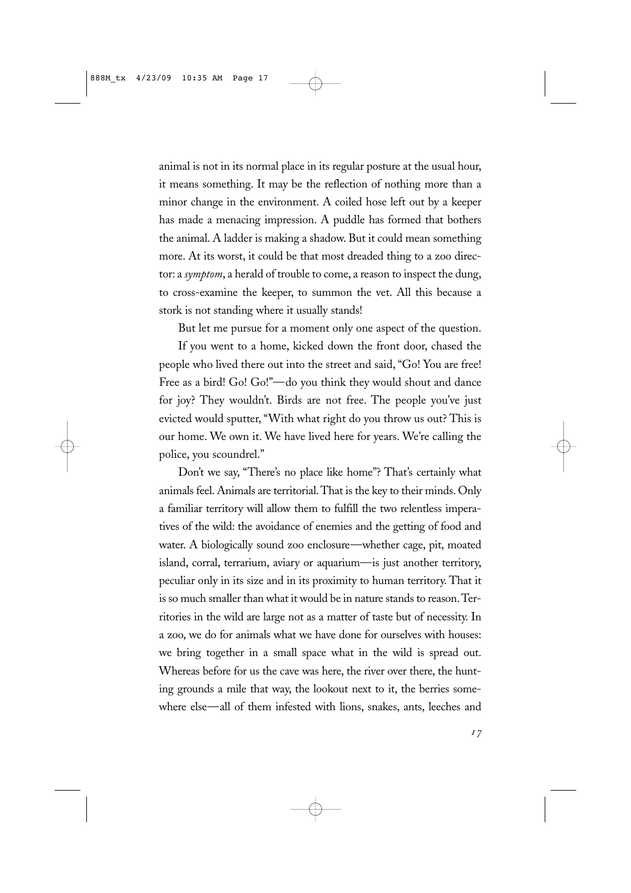animal is not in its normal place in its regular posture at the usual hour, it means something. It may be the reflection of nothing more than a minor change in the environment. A coiled hose left out by a keeper has made a menacing impression. A puddle has formed that bothers the animal. A ladder is making a shadow. But it could mean something more. At its worst, it could be that most dreaded thing to a zoo director: a *symptom*, a herald of trouble to come, a reason to inspect the dung, to cross-examine the keeper, to summon the vet. All this because a stork is not standing where it usually stands!

But let me pursue for a moment only one aspect of the question.

If you went to a home, kicked down the front door, chased the people who lived there out into the street and said, "Go! You are free! Free as a bird! Go! Go!"—do you think they would shout and dance for joy? They wouldn't. Birds are not free. The people you've just evicted would sputter, "With what right do you throw us out? This is our home. We own it. We have lived here for years. We're calling the police, you scoundrel."

Don't we say, "There's no place like home"? That's certainly what animals feel. Animals are territorial. That is the key to their minds. Only a familiar territory will allow them to fulfill the two relentless imperatives of the wild: the avoidance of enemies and the getting of food and water. A biologically sound zoo enclosure—whether cage, pit, moated island, corral, terrarium, aviary or aquarium—is just another territory, peculiar only in its size and in its proximity to human territory. That it is so much smaller than what it would be in nature stands to reason. Territories in the wild are large not as a matter of taste but of necessity. In a zoo, we do for animals what we have done for ourselves with houses: we bring together in a small space what in the wild is spread out. Whereas before for us the cave was here, the river over there, the hunting grounds a mile that way, the lookout next to it, the berries somewhere else—all of them infested with lions, snakes, ants, leeches and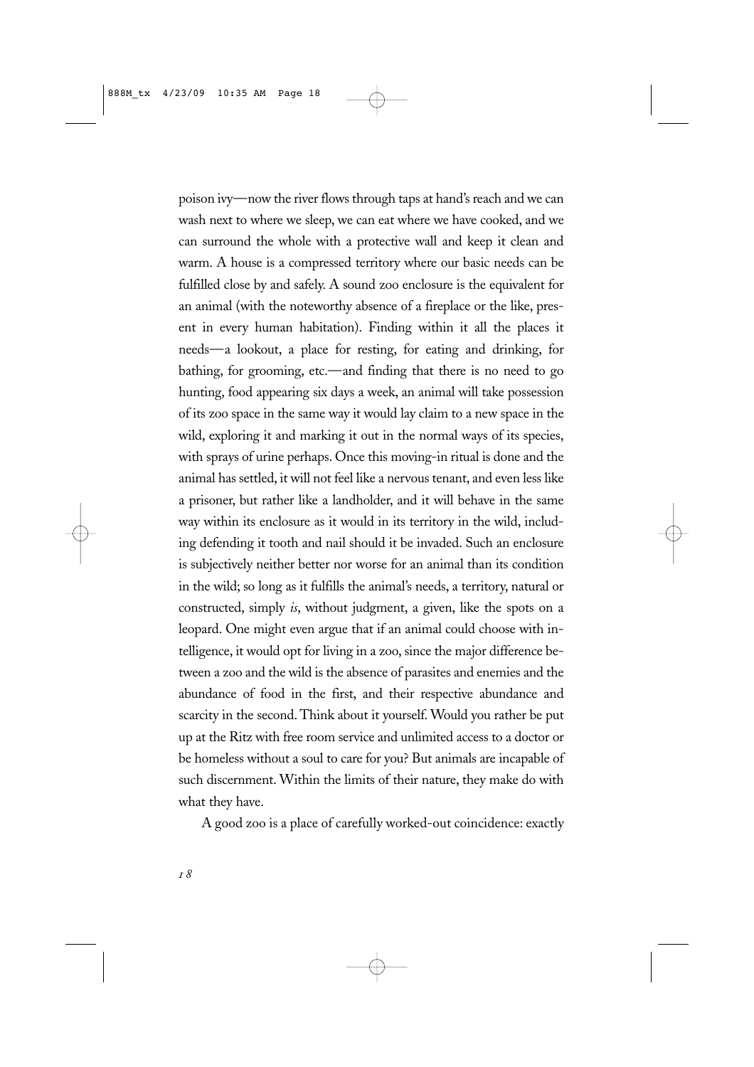poison ivy—now the river flows through taps at hand's reach and we can wash next to where we sleep, we can eat where we have cooked, and we can surround the whole with a protective wall and keep it clean and warm. A house is a compressed territory where our basic needs can be fulfilled close by and safely. A sound zoo enclosure is the equivalent for an animal (with the noteworthy absence of a fireplace or the like, present in every human habitation). Finding within it all the places it needs—a lookout, a place for resting, for eating and drinking, for bathing, for grooming, etc.—and finding that there is no need to go hunting, food appearing six days a week, an animal will take possession of its zoo space in the same way it would lay claim to a new space in the wild, exploring it and marking it out in the normal ways of its species, with sprays of urine perhaps. Once this moving-in ritual is done and the animal has settled, it will not feel like a nervous tenant, and even less like a prisoner, but rather like a landholder, and it will behave in the same way within its enclosure as it would in its territory in the wild, including defending it tooth and nail should it be invaded. Such an enclosure is subjectively neither better nor worse for an animal than its condition in the wild; so long as it fulfills the animal's needs, a territory, natural or constructed, simply *is*, without judgment, a given, like the spots on a leopard. One might even argue that if an animal could choose with intelligence, it would opt for living in a zoo, since the major difference between a zoo and the wild is the absence of parasites and enemies and the abundance of food in the first, and their respective abundance and scarcity in the second. Think about it yourself. Would you rather be put up at the Ritz with free room service and unlimited access to a doctor or be homeless without a soul to care for you? But animals are incapable of such discernment. Within the limits of their nature, they make do with what they have.

A good zoo is a place of carefully worked-out coincidence: exactly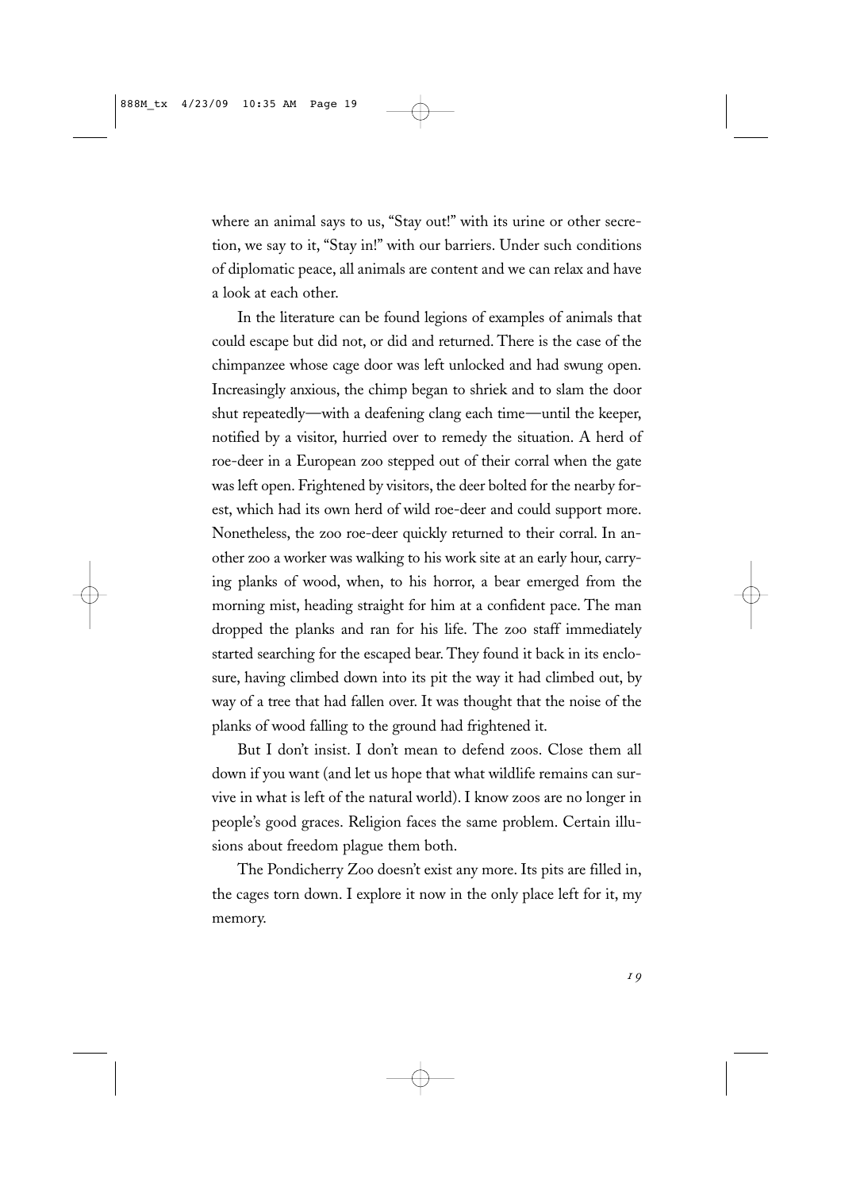where an animal says to us, "Stay out!" with its urine or other secretion, we say to it, "Stay in!" with our barriers. Under such conditions of diplomatic peace, all animals are content and we can relax and have a look at each other.

In the literature can be found legions of examples of animals that could escape but did not, or did and returned. There is the case of the chimpanzee whose cage door was left unlocked and had swung open. Increasingly anxious, the chimp began to shriek and to slam the door shut repeatedly—with a deafening clang each time—until the keeper, notified by a visitor, hurried over to remedy the situation. A herd of roe-deer in a European zoo stepped out of their corral when the gate was left open. Frightened by visitors, the deer bolted for the nearby forest, which had its own herd of wild roe-deer and could support more. Nonetheless, the zoo roe-deer quickly returned to their corral. In another zoo a worker was walking to his work site at an early hour, carrying planks of wood, when, to his horror, a bear emerged from the morning mist, heading straight for him at a confident pace. The man dropped the planks and ran for his life. The zoo staff immediately started searching for the escaped bear. They found it back in its enclosure, having climbed down into its pit the way it had climbed out, by way of a tree that had fallen over. It was thought that the noise of the planks of wood falling to the ground had frightened it.

But I don't insist. I don't mean to defend zoos. Close them all down if you want (and let us hope that what wildlife remains can survive in what is left of the natural world). I know zoos are no longer in people's good graces. Religion faces the same problem. Certain illusions about freedom plague them both.

The Pondicherry Zoo doesn't exist any more. Its pits are filled in, the cages torn down. I explore it now in the only place left for it, my memory.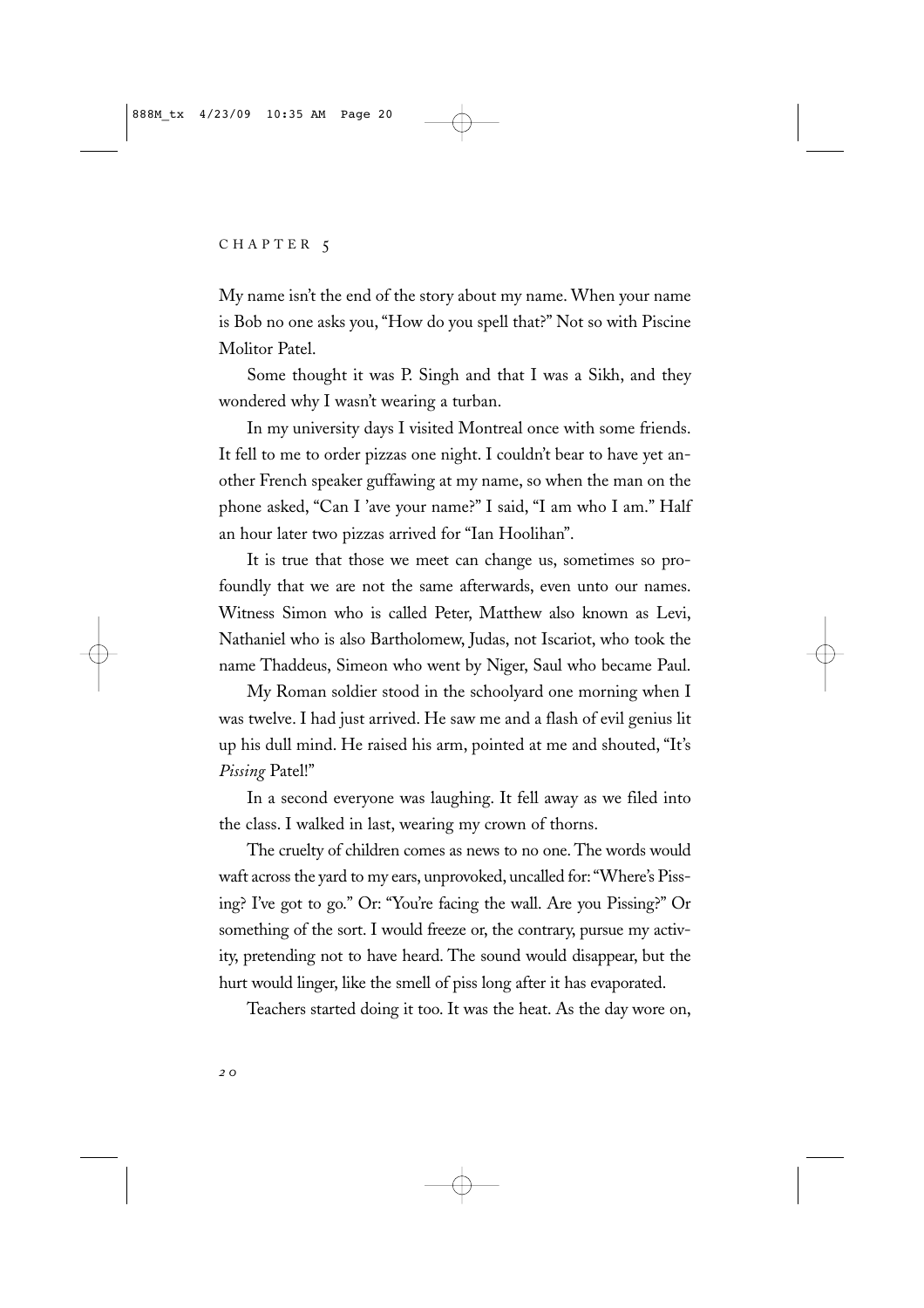# CHAPTER 5

My name isn't the end of the story about my name. When your name is Bob no one asks you, "How do you spell that?" Not so with Piscine Molitor Patel.

Some thought it was P. Singh and that I was a Sikh, and they wondered why I wasn't wearing a turban.

In my university days I visited Montreal once with some friends. It fell to me to order pizzas one night. I couldn't bear to have yet another French speaker guffawing at my name, so when the man on the phone asked, "Can I 'ave your name?" I said, "I am who I am." Half an hour later two pizzas arrived for "Ian Hoolihan".

It is true that those we meet can change us, sometimes so profoundly that we are not the same afterwards, even unto our names. Witness Simon who is called Peter, Matthew also known as Levi, Nathaniel who is also Bartholomew, Judas, not Iscariot, who took the name Thaddeus, Simeon who went by Niger, Saul who became Paul.

My Roman soldier stood in the schoolyard one morning when I was twelve. I had just arrived. He saw me and a flash of evil genius lit up his dull mind. He raised his arm, pointed at me and shouted, "It's *Pissing* Patel!"

In a second everyone was laughing. It fell away as we filed into the class. I walked in last, wearing my crown of thorns.

The cruelty of children comes as news to no one. The words would waft across the yard to my ears, unprovoked, uncalled for: "Where's Pissing? I've got to go." Or: "You're facing the wall. Are you Pissing?" Or something of the sort. I would freeze or, the contrary, pursue my activity, pretending not to have heard. The sound would disappear, but the hurt would linger, like the smell of piss long after it has evaporated.

Teachers started doing it too. It was the heat. As the day wore on,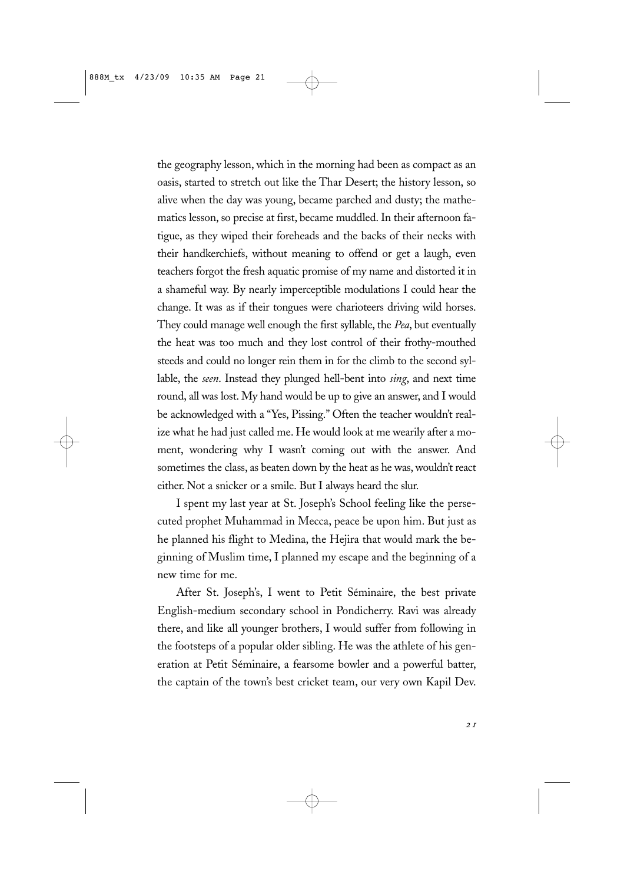the geography lesson, which in the morning had been as compact as an oasis, started to stretch out like the Thar Desert; the history lesson, so alive when the day was young, became parched and dusty; the mathematics lesson, so precise at first, became muddled. In their afternoon fatigue, as they wiped their foreheads and the backs of their necks with their handkerchiefs, without meaning to offend or get a laugh, even teachers forgot the fresh aquatic promise of my name and distorted it in a shameful way. By nearly imperceptible modulations I could hear the change. It was as if their tongues were charioteers driving wild horses. They could manage well enough the first syllable, the *Pea*, but eventually the heat was too much and they lost control of their frothy-mouthed steeds and could no longer rein them in for the climb to the second syllable, the *seen*. Instead they plunged hell-bent into *sing*, and next time round, all was lost. My hand would be up to give an answer, and I would be acknowledged with a "Yes, Pissing." Often the teacher wouldn't realize what he had just called me. He would look at me wearily after a moment, wondering why I wasn't coming out with the answer. And sometimes the class, as beaten down by the heat as he was, wouldn't react either. Not a snicker or a smile. But I always heard the slur.

I spent my last year at St. Joseph's School feeling like the persecuted prophet Muhammad in Mecca, peace be upon him. But just as he planned his flight to Medina, the Hejira that would mark the beginning of Muslim time, I planned my escape and the beginning of a new time for me.

After St. Joseph's, I went to Petit Séminaire, the best private English-medium secondary school in Pondicherry. Ravi was already there, and like all younger brothers, I would suffer from following in the footsteps of a popular older sibling. He was the athlete of his generation at Petit Séminaire, a fearsome bowler and a powerful batter, the captain of the town's best cricket team, our very own Kapil Dev.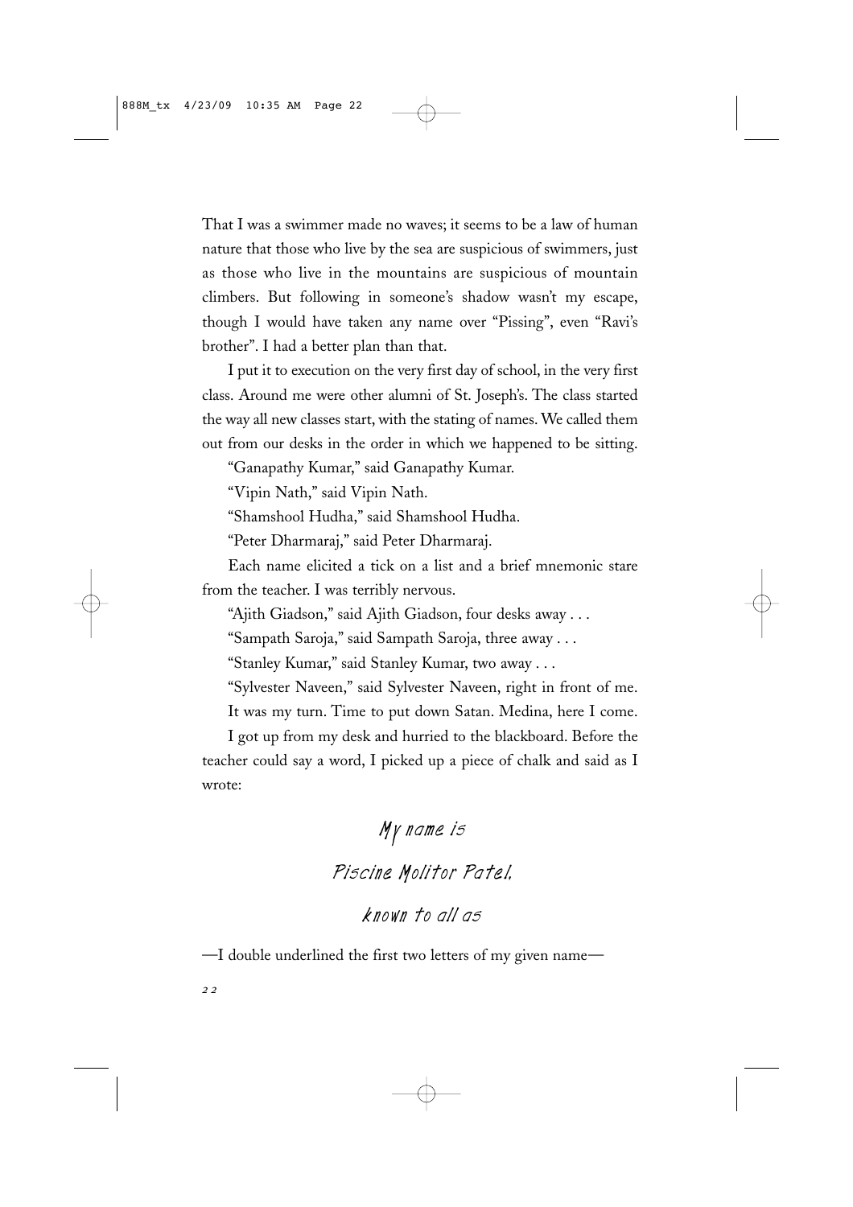That I was a swimmer made no waves; it seems to be a law of human nature that those who live by the sea are suspicious of swimmers, just as those who live in the mountains are suspicious of mountain climbers. But following in someone's shadow wasn't my escape, though I would have taken any name over "Pissing", even "Ravi's brother". I had a better plan than that.

I put it to execution on the very first day of school, in the very first class. Around me were other alumni of St. Joseph's. The class started the way all new classes start, with the stating of names. We called them out from our desks in the order in which we happened to be sitting.

"Ganapathy Kumar," said Ganapathy Kumar.

"Vipin Nath," said Vipin Nath.

"Shamshool Hudha," said Shamshool Hudha.

"Peter Dharmaraj," said Peter Dharmaraj.

Each name elicited a tick on a list and a brief mnemonic stare from the teacher. I was terribly nervous.

"Ajith Giadson," said Ajith Giadson, four desks away . . .

"Sampath Saroja," said Sampath Saroja, three away . . .

"Stanley Kumar," said Stanley Kumar, two away . . .

"Sylvester Naveen," said Sylvester Naveen, right in front of me.

It was my turn. Time to put down Satan. Medina, here I come.

I got up from my desk and hurried to the blackboard. Before the teacher could say a word, I picked up a piece of chalk and said as I wrote:

My name is

Piscine Molitor Patel,

known to all as

—I double underlined the first two letters of my given name—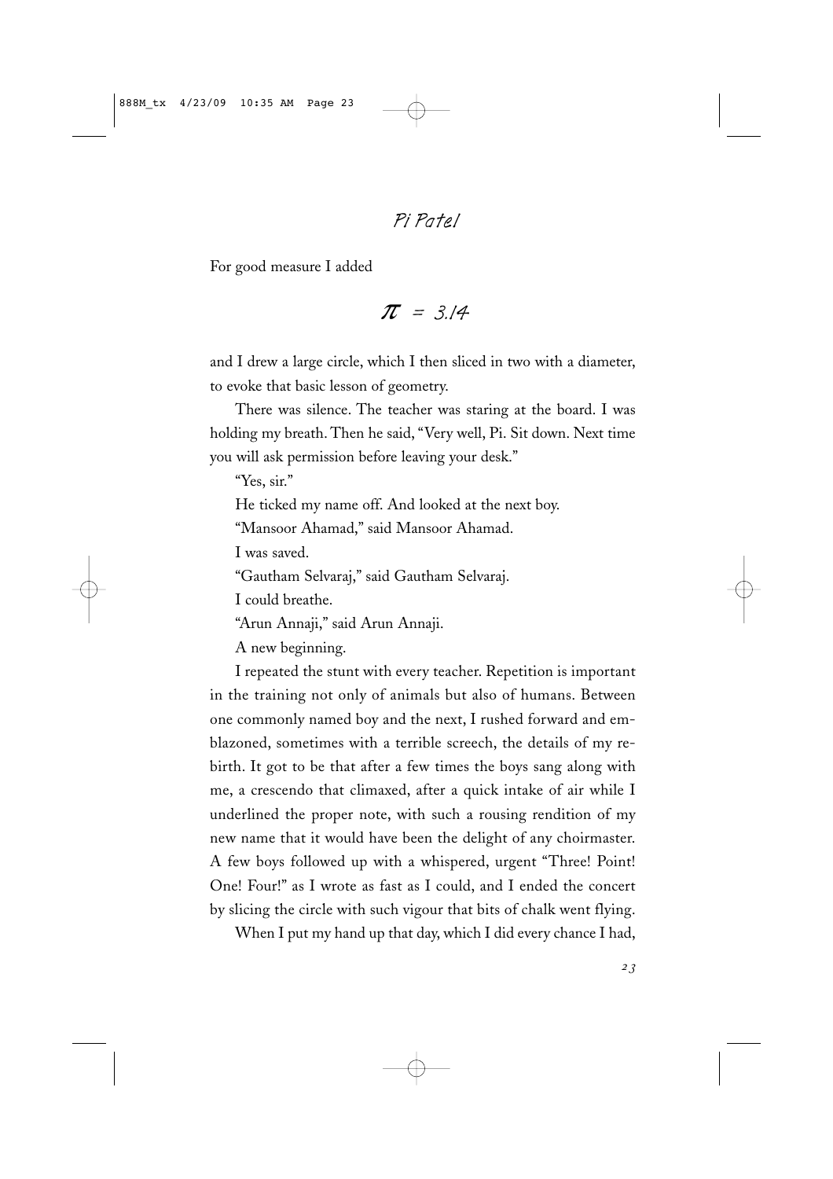Pi Patel

For good measure I added

$$\pi = 3.14$$

and I drew a large circle, which I then sliced in two with a diameter, to evoke that basic lesson of geometry.

There was silence. The teacher was staring at the board. I was holding my breath. Then he said, "Very well, Pi. Sit down. Next time you will ask permission before leaving your desk."

"Yes, sir."

He ticked my name off. And looked at the next boy.

"Mansoor Ahamad," said Mansoor Ahamad.

I was saved.

"Gautham Selvaraj," said Gautham Selvaraj.

I could breathe.

"Arun Annaji," said Arun Annaji.

A new beginning.

I repeated the stunt with every teacher. Repetition is important in the training not only of animals but also of humans. Between one commonly named boy and the next, I rushed forward and emblazoned, sometimes with a terrible screech, the details of my rebirth. It got to be that after a few times the boys sang along with me, a crescendo that climaxed, after a quick intake of air while I underlined the proper note, with such a rousing rendition of my new name that it would have been the delight of any choirmaster. A few boys followed up with a whispered, urgent "Three! Point! One! Four!" as I wrote as fast as I could, and I ended the concert by slicing the circle with such vigour that bits of chalk went flying.

When I put my hand up that day, which I did every chance I had,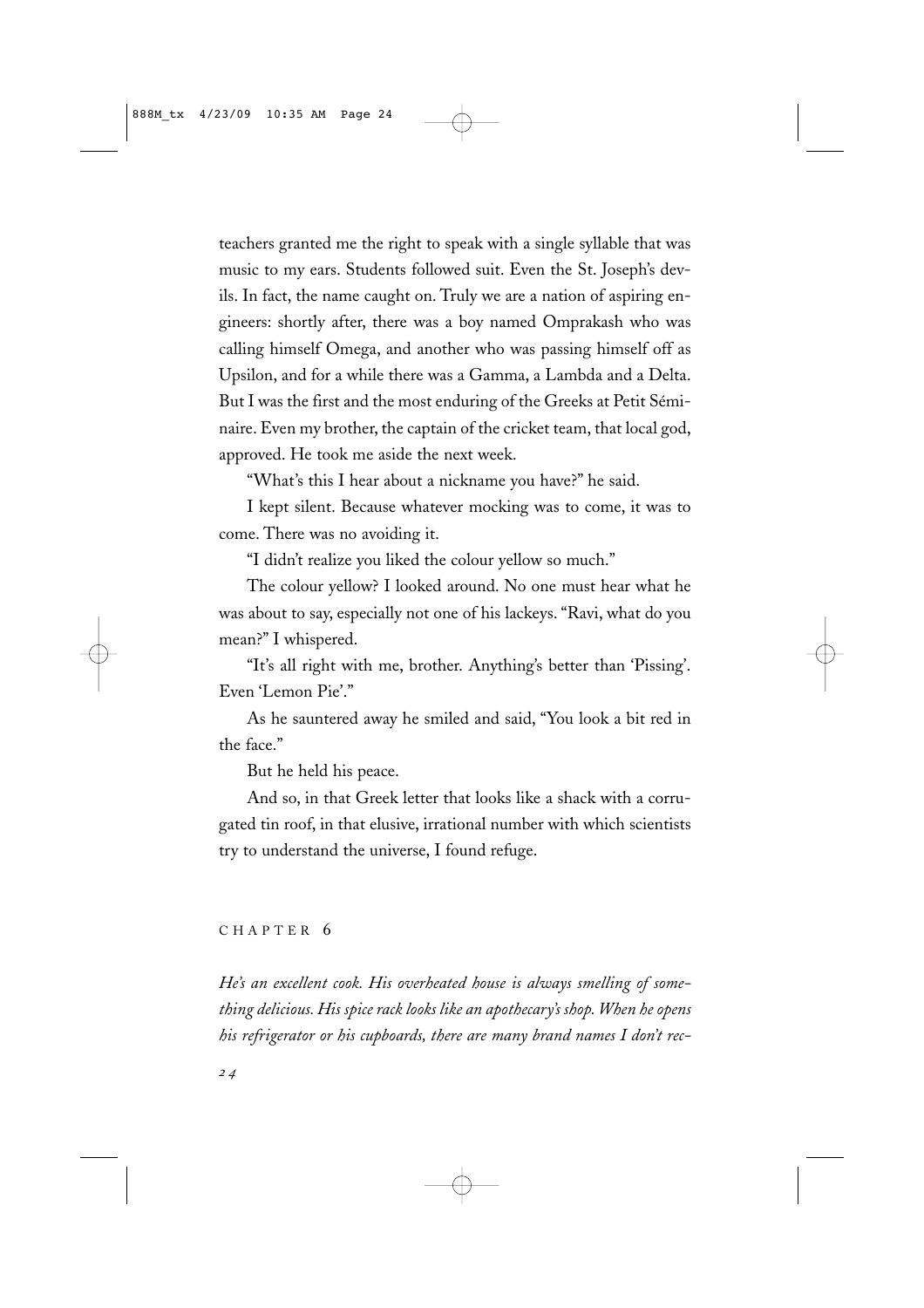teachers granted me the right to speak with a single syllable that was music to my ears. Students followed suit. Even the St. Joseph's devils. In fact, the name caught on. Truly we are a nation of aspiring engineers: shortly after, there was a boy named Omprakash who was calling himself Omega, and another who was passing himself off as Upsilon, and for a while there was a Gamma, a Lambda and a Delta. But I was the first and the most enduring of the Greeks at Petit Séminaire. Even my brother, the captain of the cricket team, that local god, approved. He took me aside the next week.

"What's this I hear about a nickname you have?" he said.

I kept silent. Because whatever mocking was to come, it was to come. There was no avoiding it.

"I didn't realize you liked the colour yellow so much."

The colour yellow? I looked around. No one must hear what he was about to say, especially not one of his lackeys. "Ravi, what do you mean?" I whispered.

"It's all right with me, brother. Anything's better than 'Pissing'. Even 'Lemon Pie'."

As he sauntered away he smiled and said, "You look a bit red in the face."

But he held his peace.

And so, in that Greek letter that looks like a shack with a corrugated tin roof, in that elusive, irrational number with which scientists try to understand the universe, I found refuge.

## CHAPTER 6

*He's an excellent cook. His overheated house is always smelling of something delicious. His spice rack looks like an apothecary's shop. When he opens his refrigerator or his cupboards, there are many brand names I don't rec-*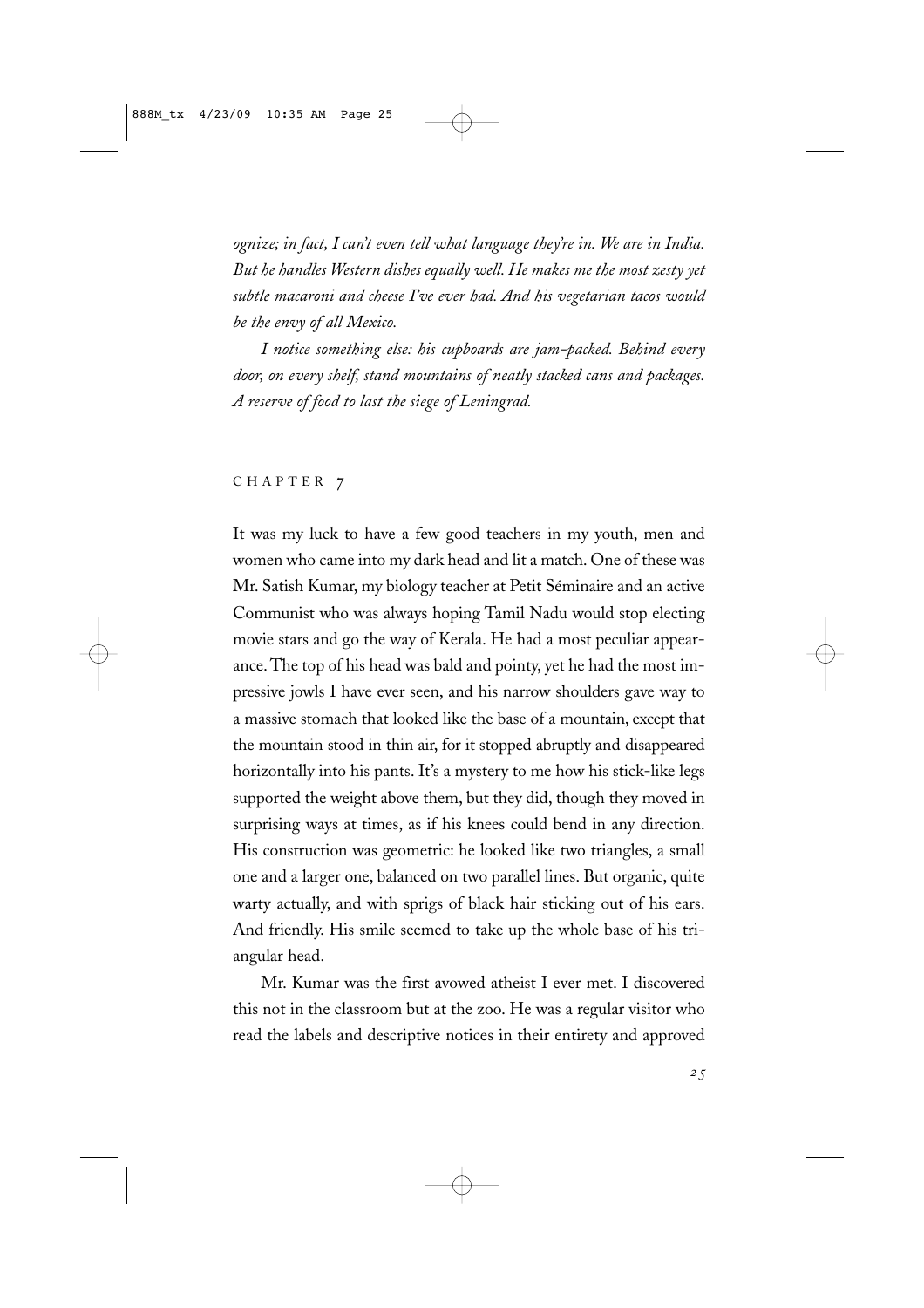*ognize; in fact, I can't even tell what language they're in. We are in India. But he handles Western dishes equally well. He makes me the most zesty yet subtle macaroni and cheese I've ever had. And his vegetarian tacos would be the envy of all Mexico.*

*I notice something else: his cupboards are jam-packed. Behind every door, on every shelf, stand mountains of neatly stacked cans and packages. A reserve of food to last the siege of Leningrad.*

## CHAPTER 7

It was my luck to have a few good teachers in my youth, men and women who came into my dark head and lit a match. One of these was Mr. Satish Kumar, my biology teacher at Petit Séminaire and an active Communist who was always hoping Tamil Nadu would stop electing movie stars and go the way of Kerala. He had a most peculiar appearance. The top of his head was bald and pointy, yet he had the most impressive jowls I have ever seen, and his narrow shoulders gave way to a massive stomach that looked like the base of a mountain, except that the mountain stood in thin air, for it stopped abruptly and disappeared horizontally into his pants. It's a mystery to me how his stick-like legs supported the weight above them, but they did, though they moved in surprising ways at times, as if his knees could bend in any direction. His construction was geometric: he looked like two triangles, a small one and a larger one, balanced on two parallel lines. But organic, quite warty actually, and with sprigs of black hair sticking out of his ears. And friendly. His smile seemed to take up the whole base of his triangular head.

Mr. Kumar was the first avowed atheist I ever met. I discovered this not in the classroom but at the zoo. He was a regular visitor who read the labels and descriptive notices in their entirety and approved